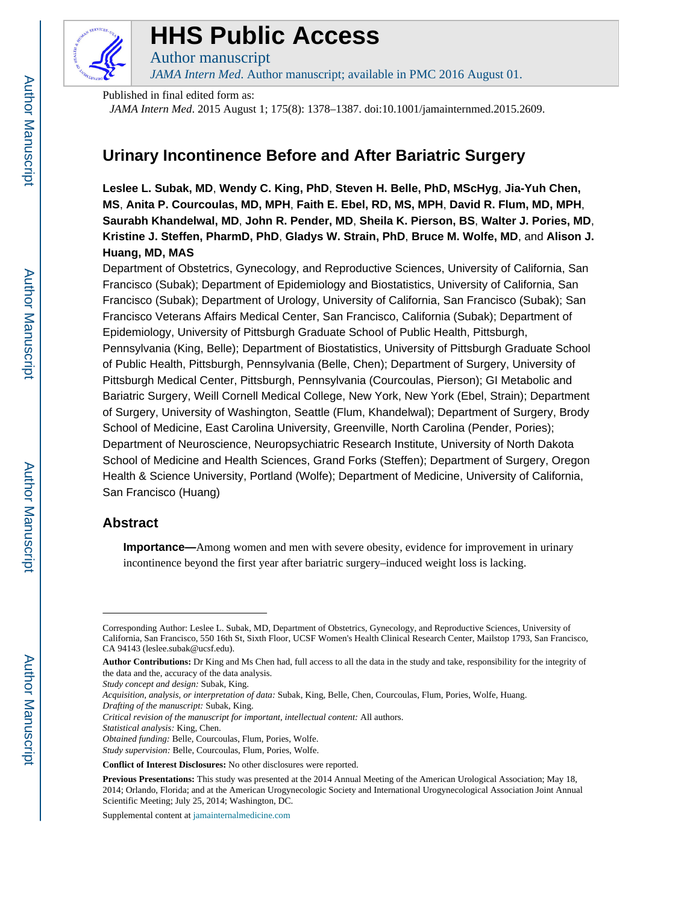# HHS Public Access

Author manuscript

*JAMA Intern Med*. Author manuscript; available in PMC 2016 August 01.

Published in final edited form as:

*JAMA Intern Med*. 2015 August 1; 175(8): 1378–1387. doi:10.1001/jamainternmed.2015.2609.

## Urinary Incontinence Before and After Bariatric Surgery

**Leslee L. Subak, MD**, **Wendy C. King, PhD**, **Steven H. Belle, PhD, MScHyg**, **Jia-Yuh Chen, MS**, **Anita P. Courcoulas, MD, MPH**, **Faith E. Ebel, RD, MS, MPH**, **David R. Flum, MD, MPH**, **Saurabh Khandelwal, MD**, **John R. Pender, MD**, **Sheila K. Pierson, BS**, **Walter J. Pories, MD**, **Kristine J. Steffen, PharmD, PhD**, **Gladys W. Strain, PhD**, **Bruce M. Wolfe, MD**, and **Alison J. Huang, MD, MAS**

Department of Obstetrics, Gynecology, and Reproductive Sciences, University of California, San Francisco (Subak); Department of Epidemiology and Biostatistics, University of California, San Francisco (Subak); Department of Urology, University of California, San Francisco (Subak); San Francisco Veterans Affairs Medical Center, San Francisco, California (Subak); Department of Epidemiology, University of Pittsburgh Graduate School of Public Health, Pittsburgh, Pennsylvania (King, Belle); Department of Biostatistics, University of Pittsburgh Graduate School of Public Health, Pittsburgh, Pennsylvania (Belle, Chen); Department of Surgery, University of Pittsburgh Medical Center, Pittsburgh, Pennsylvania (Courcoulas, Pierson); GI Metabolic and Bariatric Surgery, Weill Cornell Medical College, New York, New York (Ebel, Strain); Department of Surgery, University of Washington, Seattle (Flum, Khandelwal); Department of Surgery, Brody School of Medicine, East Carolina University, Greenville, North Carolina (Pender, Pories); Department of Neuroscience, Neuropsychiatric Research Institute, University of North Dakota School of Medicine and Health Sciences, Grand Forks (Steffen); Department of Surgery, Oregon Health & Science University, Portland (Wolfe); Department of Medicine, University of California, San Francisco (Huang)

## Abstract

**Importance—**Among women and men with severe obesity, evidence for improvement in urinary incontinence beyond the first year after bariatric surgery–induced weight loss is lacking.

---

Corresponding Author: Leslee L. Subak, MD, Department of Obstetrics, Gynecology, and Reproductive Sciences, University of California, San Francisco, 550 16th St, Sixth Floor, UCSF Women's Health Clinical Research Center, Mailstop 1793, San Francisco, CA 94143 (leslee.subak@ucsf.edu).

**Author Contributions:** Dr King and Ms Chen had, full access to all the data in the study and take, responsibility for the integrity of the data and the, accuracy of the data analysis.

*Study concept and design:* Subak, King.

*Acquisition, analysis, or interpretation of data:* Subak, King, Belle, Chen, Courcoulas, Flum, Pories, Wolfe, Huang.

*Drafting of the manuscript:* Subak, King.

*Critical revision of the manuscript for important, intellectual content:* All authors.

*Statistical analysis:* King, Chen.

*Obtained funding:* Belle, Courcoulas, Flum, Pories, Wolfe.

*Study supervision:* Belle, Courcoulas, Flum, Pories, Wolfe.

**Conflict of Interest Disclosures:** No other disclosures were reported.

**Previous Presentations:** This study was presented at the 2014 Annual Meeting of the American Urological Association; May 18, 2014; Orlando, Florida; and at the American Urogynecologic Society and International Urogynecological Association Joint Annual Scientific Meeting; July 25, 2014; Washington, DC.

Supplemental content at jamainternalmedicine.com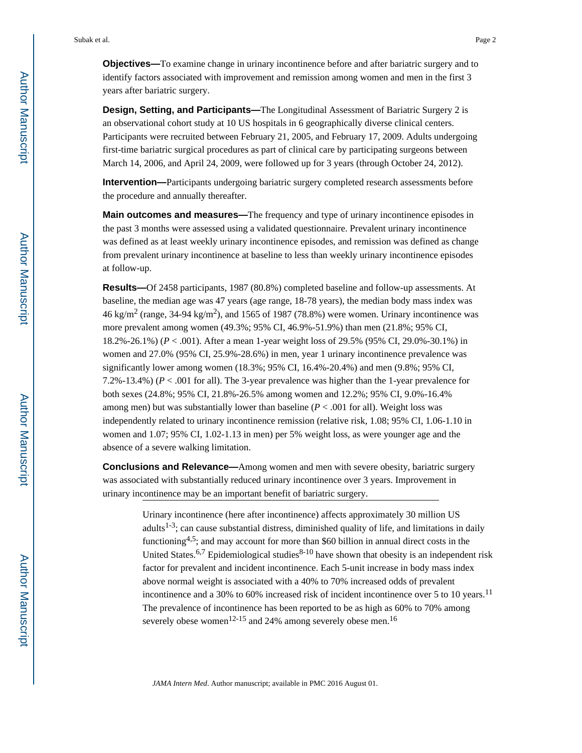**Objectives—**To examine change in urinary incontinence before and after bariatric surgery and to identify factors associated with improvement and remission among women and men in the first 3 years after bariatric surgery.

**Design, Setting, and Participants—**The Longitudinal Assessment of Bariatric Surgery 2 is an observational cohort study at 10 US hospitals in 6 geographically diverse clinical centers. Participants were recruited between February 21, 2005, and February 17, 2009. Adults undergoing first-time bariatric surgical procedures as part of clinical care by participating surgeons between March 14, 2006, and April 24, 2009, were followed up for 3 years (through October 24, 2012).

**Intervention—**Participants undergoing bariatric surgery completed research assessments before the procedure and annually thereafter.

**Main outcomes and measures—**The frequency and type of urinary incontinence episodes in the past 3 months were assessed using a validated questionnaire. Prevalent urinary incontinence was defined as at least weekly urinary incontinence episodes, and remission was defined as change from prevalent urinary incontinence at baseline to less than weekly urinary incontinence episodes at follow-up.

**Results—**Of 2458 participants, 1987 (80.8%) completed baseline and follow-up assessments. At baseline, the median age was 47 years (age range, 18-78 years), the median body mass index was 46 kg/m$^2$ (range, 34-94 kg/m$^2$), and 1565 of 1987 (78.8%) were women. Urinary incontinence was more prevalent among women (49.3%; 95% CI, 46.9%-51.9%) than men (21.8%; 95% CI, 18.2%-26.1%) ($P < .001$). After a mean 1-year weight loss of 29.5% (95% CI, 29.0%-30.1%) in women and 27.0% (95% CI, 25.9%-28.6%) in men, year 1 urinary incontinence prevalence was significantly lower among women (18.3%; 95% CI, 16.4%-20.4%) and men (9.8%; 95% CI, 7.2%-13.4%) ($P < .001$ for all). The 3-year prevalence was higher than the 1-year prevalence for both sexes (24.8%; 95% CI, 21.8%-26.5% among women and 12.2%; 95% CI, 9.0%-16.4% among men) but was substantially lower than baseline ($P < .001$ for all). Weight loss was independently related to urinary incontinence remission (relative risk, 1.08; 95% CI, 1.06-1.10 in women and 1.07; 95% CI, 1.02-1.13 in men) per 5% weight loss, as were younger age and the absence of a severe walking limitation.

**Conclusions and Relevance—**Among women and men with severe obesity, bariatric surgery was associated with substantially reduced urinary incontinence over 3 years. Improvement in urinary incontinence may be an important benefit of bariatric surgery.

---

Urinary incontinence (here after incontinence) affects approximately 30 million US adults[1-3]; can cause substantial distress, diminished quality of life, and limitations in daily functioning[4,5]; and may account for more than \$60 billion in annual direct costs in the United States.[6,7] Epidemiological studies[8-10] have shown that obesity is an independent risk factor for prevalent and incident incontinence. Each 5-unit increase in body mass index above normal weight is associated with a 40% to 70% increased odds of prevalent incontinence and a 30% to 60% increased risk of incident incontinence over 5 to 10 years.[11] The prevalence of incontinence has been reported to be as high as 60% to 70% among severely obese women[12-15] and 24% among severely obese men.[16]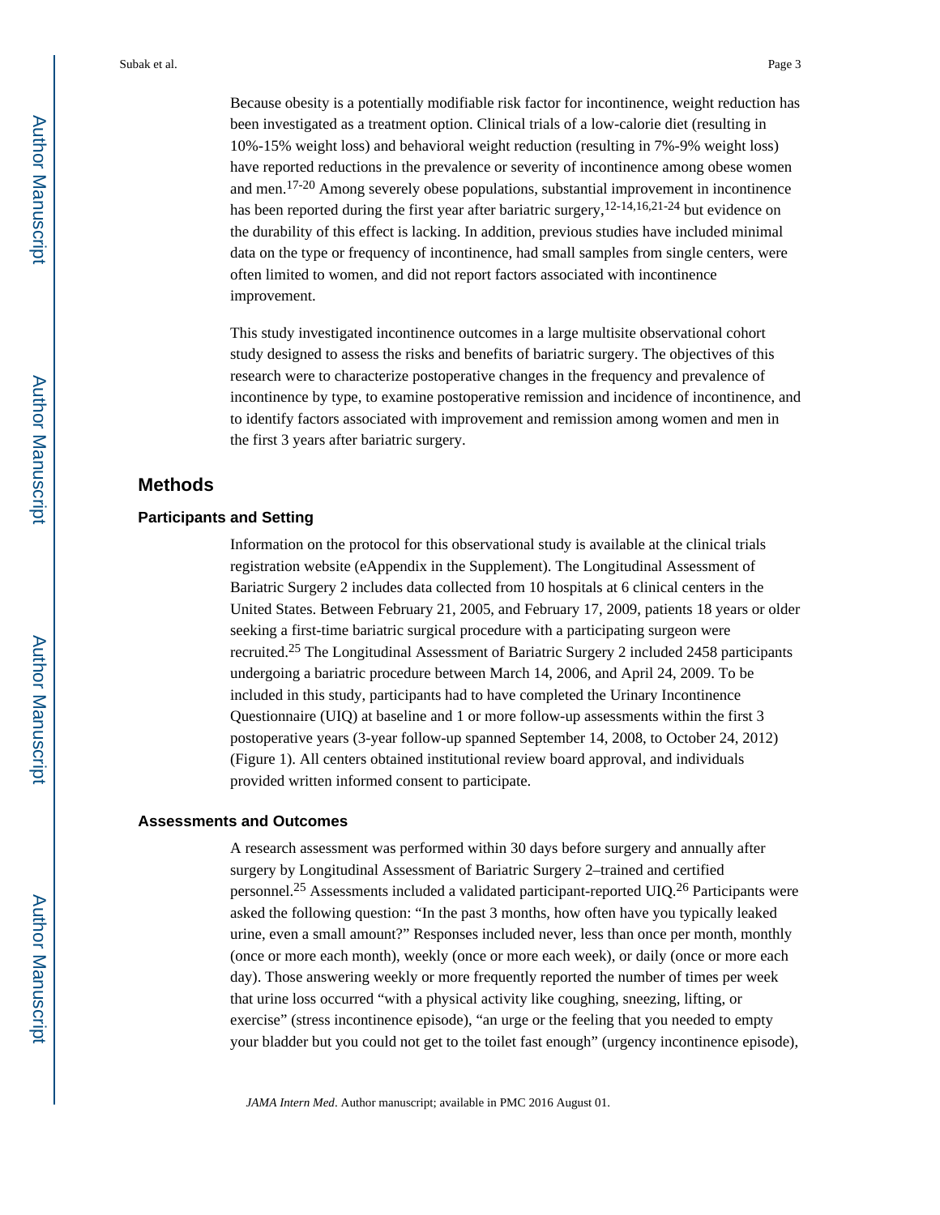Because obesity is a potentially modifiable risk factor for incontinence, weight reduction has been investigated as a treatment option. Clinical trials of a low-calorie diet (resulting in 10%-15% weight loss) and behavioral weight reduction (resulting in 7%-9% weight loss) have reported reductions in the prevalence or severity of incontinence among obese women and men.[17-20] Among severely obese populations, substantial improvement in incontinence has been reported during the first year after bariatric surgery,[12-14,16,21-24] but evidence on the durability of this effect is lacking. In addition, previous studies have included minimal data on the type or frequency of incontinence, had small samples from single centers, were often limited to women, and did not report factors associated with incontinence improvement.

This study investigated incontinence outcomes in a large multisite observational cohort study designed to assess the risks and benefits of bariatric surgery. The objectives of this research were to characterize postoperative changes in the frequency and prevalence of incontinence by type, to examine postoperative remission and incidence of incontinence, and to identify factors associated with improvement and remission among women and men in the first 3 years after bariatric surgery.

## Methods

### Participants and Setting

Information on the protocol for this observational study is available at the clinical trials registration website (eAppendix in the Supplement). The Longitudinal Assessment of Bariatric Surgery 2 includes data collected from 10 hospitals at 6 clinical centers in the United States. Between February 21, 2005, and February 17, 2009, patients 18 years or older seeking a first-time bariatric surgical procedure with a participating surgeon were recruited.[25] The Longitudinal Assessment of Bariatric Surgery 2 included 2458 participants undergoing a bariatric procedure between March 14, 2006, and April 24, 2009. To be included in this study, participants had to have completed the Urinary Incontinence Questionnaire (UIQ) at baseline and 1 or more follow-up assessments within the first 3 postoperative years (3-year follow-up spanned September 14, 2008, to October 24, 2012) (Figure 1). All centers obtained institutional review board approval, and individuals provided written informed consent to participate.

### Assessments and Outcomes

A research assessment was performed within 30 days before surgery and annually after surgery by Longitudinal Assessment of Bariatric Surgery 2–trained and certified personnel.[25] Assessments included a validated participant-reported UIQ.[26] Participants were asked the following question: "In the past 3 months, how often have you typically leaked urine, even a small amount?" Responses included never, less than once per month, monthly (once or more each month), weekly (once or more each week), or daily (once or more each day). Those answering weekly or more frequently reported the number of times per week that urine loss occurred "with a physical activity like coughing, sneezing, lifting, or exercise" (stress incontinence episode), "an urge or the feeling that you needed to empty your bladder but you could not get to the toilet fast enough" (urgency incontinence episode),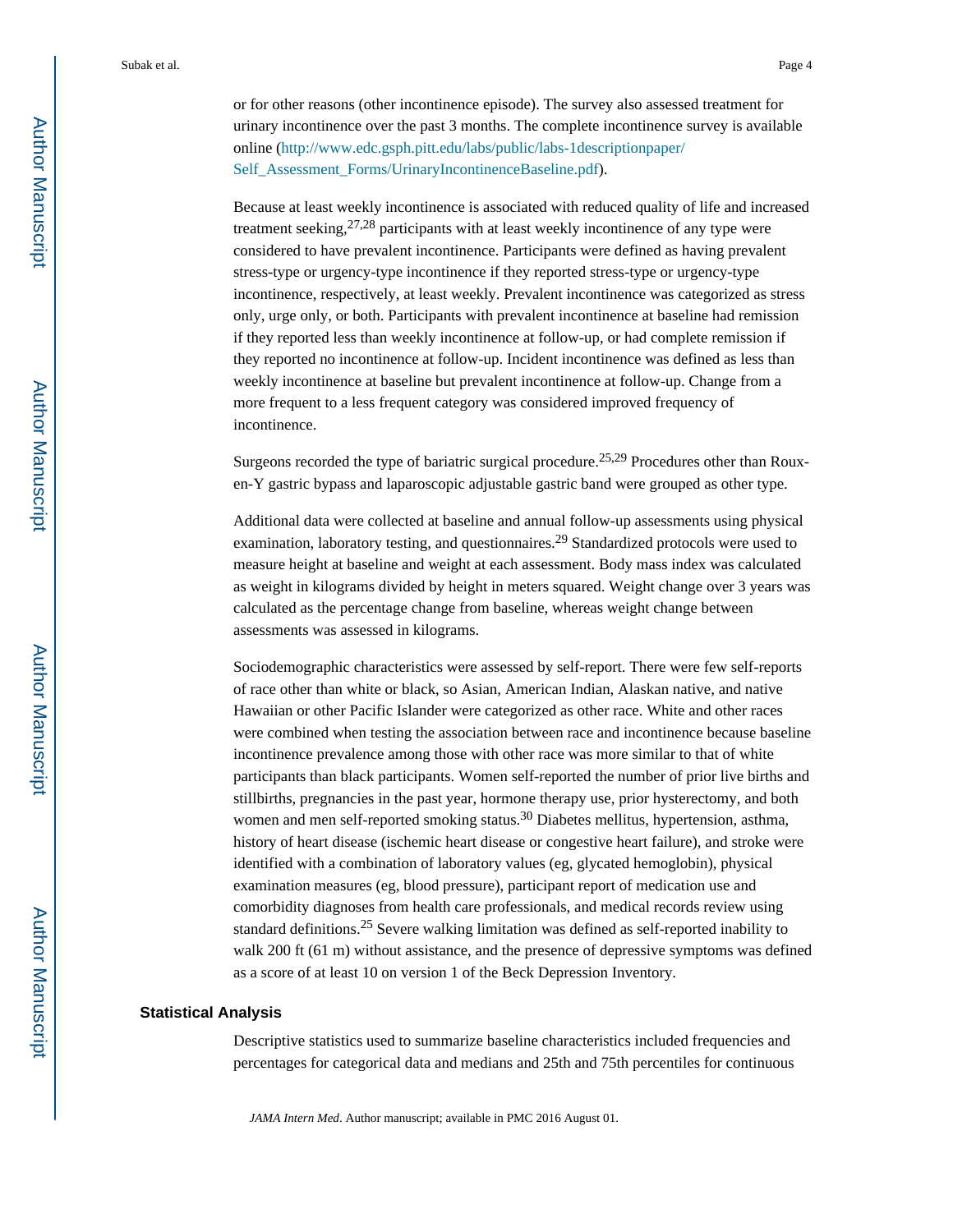or for other reasons (other incontinence episode). The survey also assessed treatment for urinary incontinence over the past 3 months. The complete incontinence survey is available online (http://www.edc.gsph.pitt.edu/labs/public/labs-1descriptionpaper/Self_Assessment_Forms/UrinaryIncontinenceBaseline.pdf).

Because at least weekly incontinence is associated with reduced quality of life and increased treatment seeking,[27,28] participants with at least weekly incontinence of any type were considered to have prevalent incontinence. Participants were defined as having prevalent stress-type or urgency-type incontinence if they reported stress-type or urgency-type incontinence, respectively, at least weekly. Prevalent incontinence was categorized as stress only, urge only, or both. Participants with prevalent incontinence at baseline had remission if they reported less than weekly incontinence at follow-up, or had complete remission if they reported no incontinence at follow-up. Incident incontinence was defined as less than weekly incontinence at baseline but prevalent incontinence at follow-up. Change from a more frequent to a less frequent category was considered improved frequency of incontinence.

Surgeons recorded the type of bariatric surgical procedure.[25,29] Procedures other than Roux-en-Y gastric bypass and laparoscopic adjustable gastric band were grouped as other type.

Additional data were collected at baseline and annual follow-up assessments using physical examination, laboratory testing, and questionnaires.[29] Standardized protocols were used to measure height at baseline and weight at each assessment. Body mass index was calculated as weight in kilograms divided by height in meters squared. Weight change over 3 years was calculated as the percentage change from baseline, whereas weight change between assessments was assessed in kilograms.

Sociodemographic characteristics were assessed by self-report. There were few self-reports of race other than white or black, so Asian, American Indian, Alaskan native, and native Hawaiian or other Pacific Islander were categorized as other race. White and other races were combined when testing the association between race and incontinence because baseline incontinence prevalence among those with other race was more similar to that of white participants than black participants. Women self-reported the number of prior live births and stillbirths, pregnancies in the past year, hormone therapy use, prior hysterectomy, and both women and men self-reported smoking status.[30] Diabetes mellitus, hypertension, asthma, history of heart disease (ischemic heart disease or congestive heart failure), and stroke were identified with a combination of laboratory values (eg, glycated hemoglobin), physical examination measures (eg, blood pressure), participant report of medication use and comorbidity diagnoses from health care professionals, and medical records review using standard definitions.[25] Severe walking limitation was defined as self-reported inability to walk 200 ft (61 m) without assistance, and the presence of depressive symptoms was defined as a score of at least 10 on version 1 of the Beck Depression Inventory.

## Statistical Analysis

Descriptive statistics used to summarize baseline characteristics included frequencies and percentages for categorical data and medians and 25th and 75th percentiles for continuous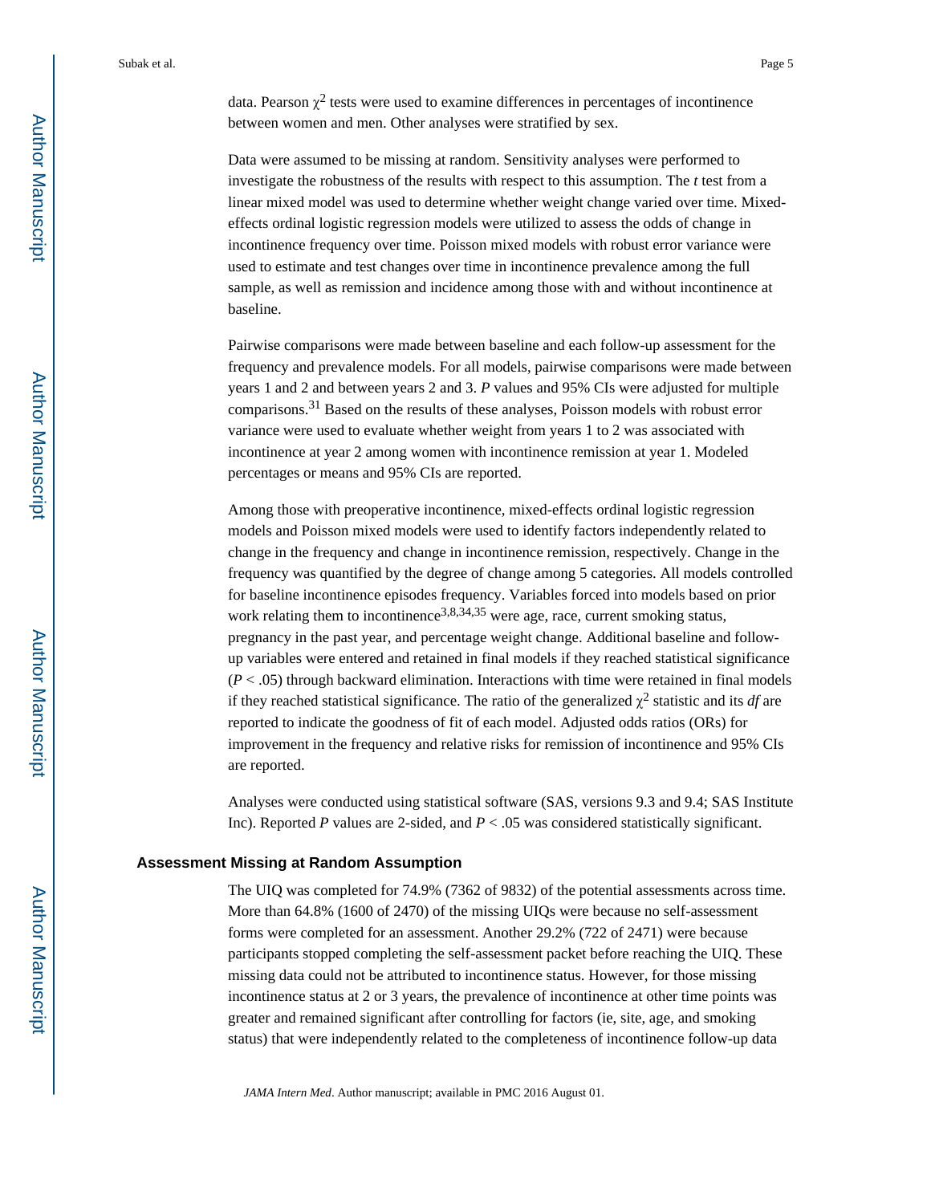data. Pearson $\chi^2$ tests were used to examine differences in percentages of incontinence between women and men. Other analyses were stratified by sex.

Data were assumed to be missing at random. Sensitivity analyses were performed to investigate the robustness of the results with respect to this assumption. The *t* test from a linear mixed model was used to determine whether weight change varied over time. Mixed-effects ordinal logistic regression models were utilized to assess the odds of change in incontinence frequency over time. Poisson mixed models with robust error variance were used to estimate and test changes over time in incontinence prevalence among the full sample, as well as remission and incidence among those with and without incontinence at baseline.

Pairwise comparisons were made between baseline and each follow-up assessment for the frequency and prevalence models. For all models, pairwise comparisons were made between years 1 and 2 and between years 2 and 3. *P* values and 95% CIs were adjusted for multiple comparisons.[31] Based on the results of these analyses, Poisson models with robust error variance were used to evaluate whether weight from years 1 to 2 was associated with incontinence at year 2 among women with incontinence remission at year 1. Modeled percentages or means and 95% CIs are reported.

Among those with preoperative incontinence, mixed-effects ordinal logistic regression models and Poisson mixed models were used to identify factors independently related to change in the frequency and change in incontinence remission, respectively. Change in the frequency was quantified by the degree of change among 5 categories. All models controlled for baseline incontinence episodes frequency. Variables forced into models based on prior work relating them to incontinence[3,8,34,35] were age, race, current smoking status, pregnancy in the past year, and percentage weight change. Additional baseline and follow-up variables were entered and retained in final models if they reached statistical significance ($P < .05$) through backward elimination. Interactions with time were retained in final models if they reached statistical significance. The ratio of the generalized $\chi^2$ statistic and its *df* are reported to indicate the goodness of fit of each model. Adjusted odds ratios (ORs) for improvement in the frequency and relative risks for remission of incontinence and 95% CIs are reported.

Analyses were conducted using statistical software (SAS, versions 9.3 and 9.4; SAS Institute Inc). Reported *P* values are 2-sided, and $P < .05$ was considered statistically significant.

## Assessment Missing at Random Assumption

The UIQ was completed for 74.9% (7362 of 9832) of the potential assessments across time. More than 64.8% (1600 of 2470) of the missing UIQs were because no self-assessment forms were completed for an assessment. Another 29.2% (722 of 2471) were because participants stopped completing the self-assessment packet before reaching the UIQ. These missing data could not be attributed to incontinence status. However, for those missing incontinence status at 2 or 3 years, the prevalence of incontinence at other time points was greater and remained significant after controlling for factors (ie, site, age, and smoking status) that were independently related to the completeness of incontinence follow-up data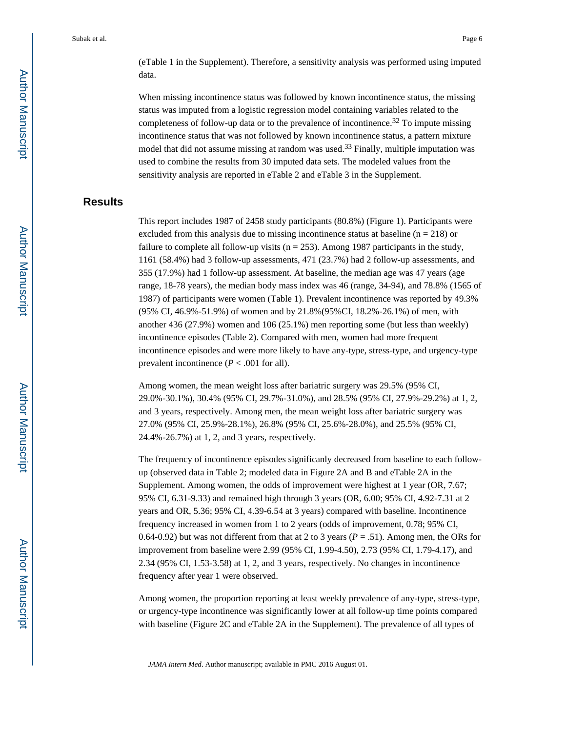(eTable 1 in the Supplement). Therefore, a sensitivity analysis was performed using imputed data.

When missing incontinence status was followed by known incontinence status, the missing status was imputed from a logistic regression model containing variables related to the completeness of follow-up data or to the prevalence of incontinence.[32] To impute missing incontinence status that was not followed by known incontinence status, a pattern mixture model that did not assume missing at random was used.[33] Finally, multiple imputation was used to combine the results from 30 imputed data sets. The modeled values from the sensitivity analysis are reported in eTable 2 and eTable 3 in the Supplement.

## Results

This report includes 1987 of 2458 study participants (80.8%) (Figure 1). Participants were excluded from this analysis due to missing incontinence status at baseline (n = 218) or failure to complete all follow-up visits (n = 253). Among 1987 participants in the study, 1161 (58.4%) had 3 follow-up assessments, 471 (23.7%) had 2 follow-up assessments, and 355 (17.9%) had 1 follow-up assessment. At baseline, the median age was 47 years (age range, 18-78 years), the median body mass index was 46 (range, 34-94), and 78.8% (1565 of 1987) of participants were women (Table 1). Prevalent incontinence was reported by 49.3% (95% CI, 46.9%-51.9%) of women and by 21.8%(95%CI, 18.2%-26.1%) of men, with another 436 (27.9%) women and 106 (25.1%) men reporting some (but less than weekly) incontinence episodes (Table 2). Compared with men, women had more frequent incontinence episodes and were more likely to have any-type, stress-type, and urgency-type prevalent incontinence ($P < .001$ for all).

Among women, the mean weight loss after bariatric surgery was 29.5% (95% CI, 29.0%-30.1%), 30.4% (95% CI, 29.7%-31.0%), and 28.5% (95% CI, 27.9%-29.2%) at 1, 2, and 3 years, respectively. Among men, the mean weight loss after bariatric surgery was 27.0% (95% CI, 25.9%-28.1%), 26.8% (95% CI, 25.6%-28.0%), and 25.5% (95% CI, 24.4%-26.7%) at 1, 2, and 3 years, respectively.

The frequency of incontinence episodes significanly decreased from baseline to each follow-up (observed data in Table 2; modeled data in Figure 2A and B and eTable 2A in the Supplement. Among women, the odds of improvement were highest at 1 year (OR, 7.67; 95% CI, 6.31-9.33) and remained high through 3 years (OR, 6.00; 95% CI, 4.92-7.31 at 2 years and OR, 5.36; 95% CI, 4.39-6.54 at 3 years) compared with baseline. Incontinence frequency increased in women from 1 to 2 years (odds of improvement, 0.78; 95% CI, 0.64-0.92) but was not different from that at 2 to 3 years ($P = .51$). Among men, the ORs for improvement from baseline were 2.99 (95% CI, 1.99-4.50), 2.73 (95% CI, 1.79-4.17), and 2.34 (95% CI, 1.53-3.58) at 1, 2, and 3 years, respectively. No changes in incontinence frequency after year 1 were observed.

Among women, the proportion reporting at least weekly prevalence of any-type, stress-type, or urgency-type incontinence was significantly lower at all follow-up time points compared with baseline (Figure 2C and eTable 2A in the Supplement). The prevalence of all types of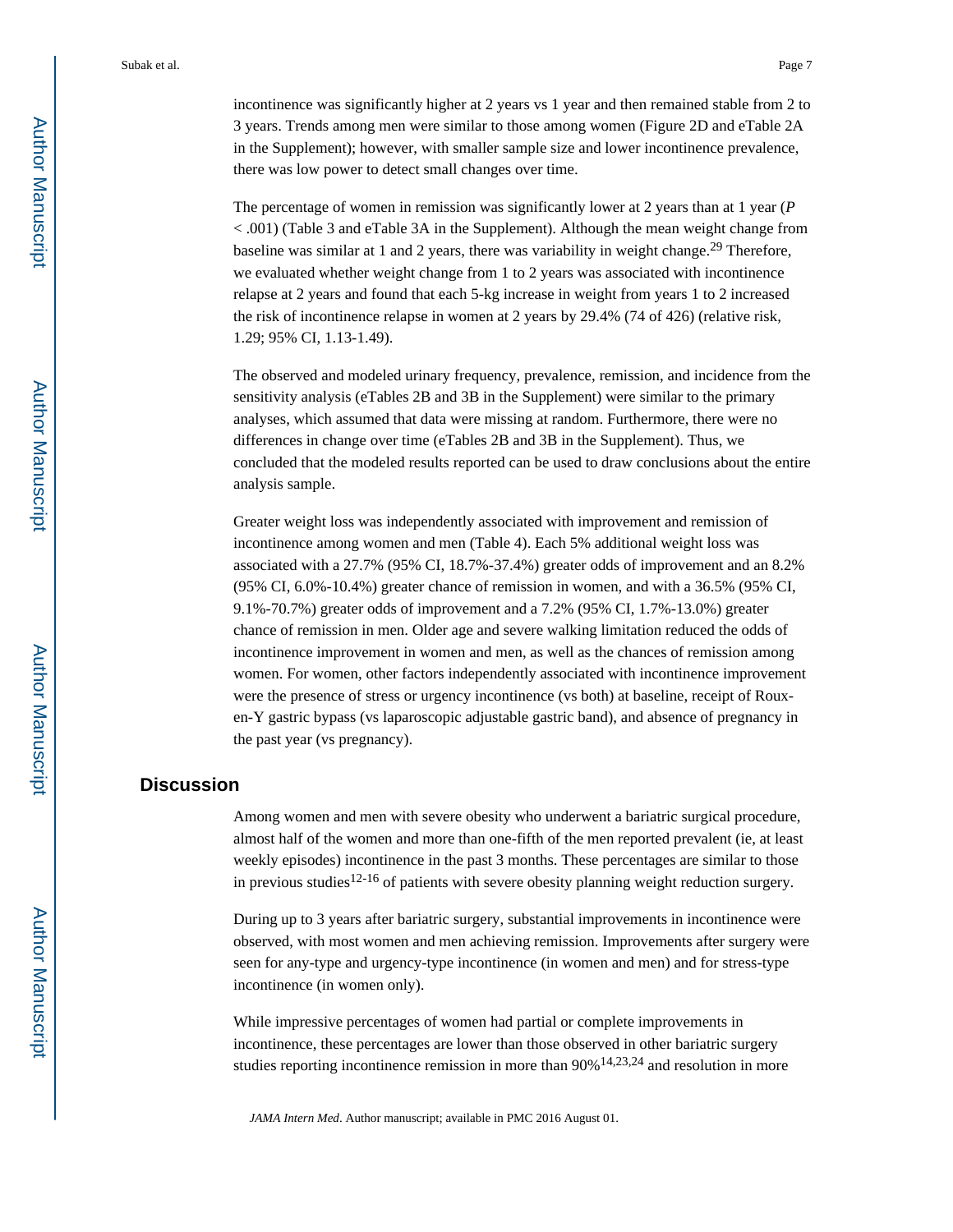incontinence was significantly higher at 2 years vs 1 year and then remained stable from 2 to 3 years. Trends among men were similar to those among women (Figure 2D and eTable 2A in the Supplement); however, with smaller sample size and lower incontinence prevalence, there was low power to detect small changes over time.

The percentage of women in remission was significantly lower at 2 years than at 1 year ($P < .001$) (Table 3 and eTable 3A in the Supplement). Although the mean weight change from baseline was similar at 1 and 2 years, there was variability in weight change.[29] Therefore, we evaluated whether weight change from 1 to 2 years was associated with incontinence relapse at 2 years and found that each 5-kg increase in weight from years 1 to 2 increased the risk of incontinence relapse in women at 2 years by 29.4% (74 of 426) (relative risk, 1.29; 95% CI, 1.13-1.49).

The observed and modeled urinary frequency, prevalence, remission, and incidence from the sensitivity analysis (eTables 2B and 3B in the Supplement) were similar to the primary analyses, which assumed that data were missing at random. Furthermore, there were no differences in change over time (eTables 2B and 3B in the Supplement). Thus, we concluded that the modeled results reported can be used to draw conclusions about the entire analysis sample.

Greater weight loss was independently associated with improvement and remission of incontinence among women and men (Table 4). Each 5% additional weight loss was associated with a 27.7% (95% CI, 18.7%-37.4%) greater odds of improvement and an 8.2% (95% CI, 6.0%-10.4%) greater chance of remission in women, and with a 36.5% (95% CI, 9.1%-70.7%) greater odds of improvement and a 7.2% (95% CI, 1.7%-13.0%) greater chance of remission in men. Older age and severe walking limitation reduced the odds of incontinence improvement in women and men, as well as the chances of remission among women. For women, other factors independently associated with incontinence improvement were the presence of stress or urgency incontinence (vs both) at baseline, receipt of Roux-en-Y gastric bypass (vs laparoscopic adjustable gastric band), and absence of pregnancy in the past year (vs pregnancy).

## Discussion

Among women and men with severe obesity who underwent a bariatric surgical procedure, almost half of the women and more than one-fifth of the men reported prevalent (ie, at least weekly episodes) incontinence in the past 3 months. These percentages are similar to those in previous studies[12-16] of patients with severe obesity planning weight reduction surgery.

During up to 3 years after bariatric surgery, substantial improvements in incontinence were observed, with most women and men achieving remission. Improvements after surgery were seen for any-type and urgency-type incontinence (in women and men) and for stress-type incontinence (in women only).

While impressive percentages of women had partial or complete improvements in incontinence, these percentages are lower than those observed in other bariatric surgery studies reporting incontinence remission in more than 90%[14,23,24] and resolution in more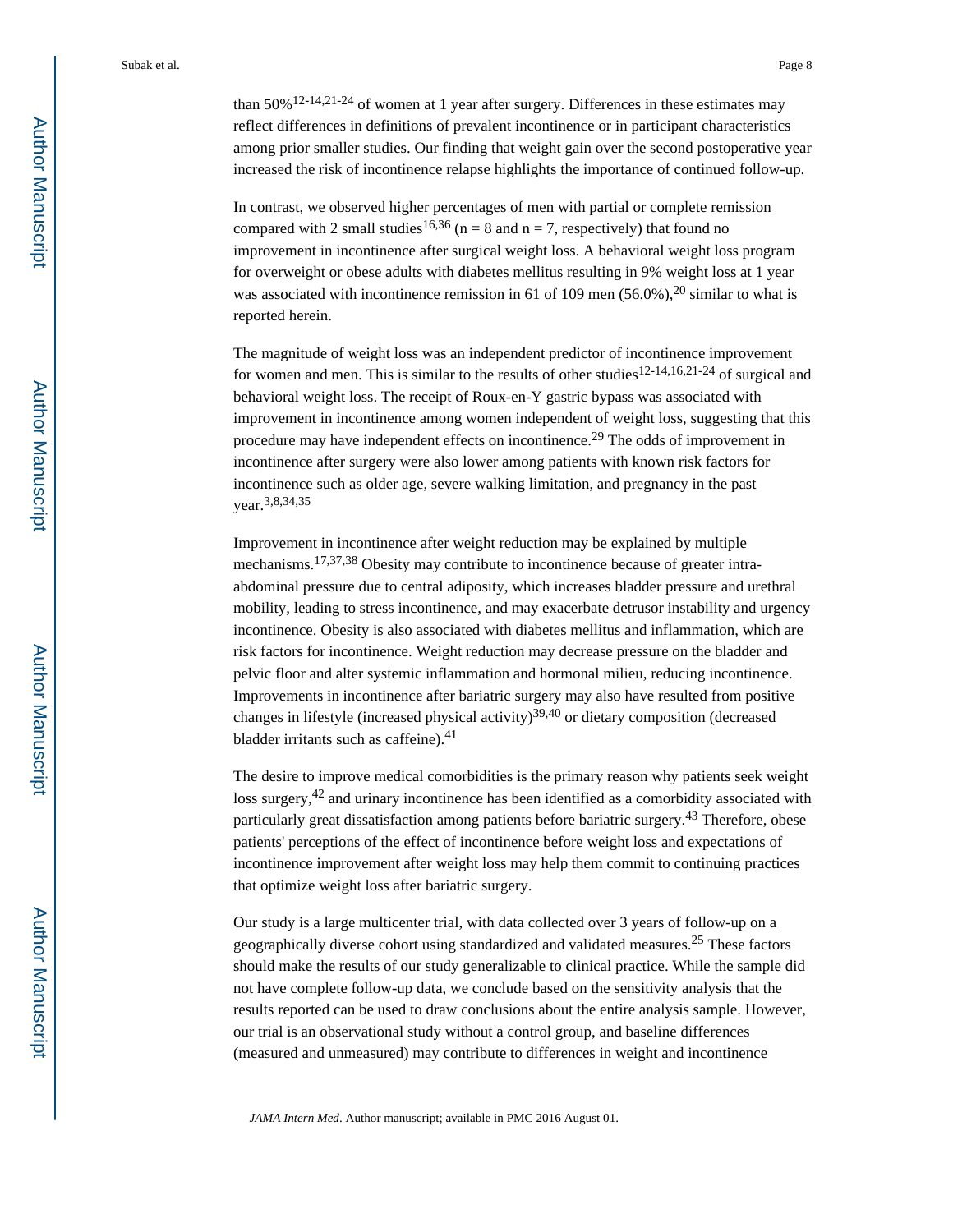than 50%[12-14,21-24] of women at 1 year after surgery. Differences in these estimates may reflect differences in definitions of prevalent incontinence or in participant characteristics among prior smaller studies. Our finding that weight gain over the second postoperative year increased the risk of incontinence relapse highlights the importance of continued follow-up.

In contrast, we observed higher percentages of men with partial or complete remission compared with 2 small studies[16,36] (n = 8 and n = 7, respectively) that found no improvement in incontinence after surgical weight loss. A behavioral weight loss program for overweight or obese adults with diabetes mellitus resulting in 9% weight loss at 1 year was associated with incontinence remission in 61 of 109 men (56.0%),[20] similar to what is reported herein.

The magnitude of weight loss was an independent predictor of incontinence improvement for women and men. This is similar to the results of other studies[12-14,16,21-24] of surgical and behavioral weight loss. The receipt of Roux-en-Y gastric bypass was associated with improvement in incontinence among women independent of weight loss, suggesting that this procedure may have independent effects on incontinence.[29] The odds of improvement in incontinence after surgery were also lower among patients with known risk factors for incontinence such as older age, severe walking limitation, and pregnancy in the past year.[3,8,34,35]

Improvement in incontinence after weight reduction may be explained by multiple mechanisms.[17,37,38] Obesity may contribute to incontinence because of greater intra-abdominal pressure due to central adiposity, which increases bladder pressure and urethral mobility, leading to stress incontinence, and may exacerbate detrusor instability and urgency incontinence. Obesity is also associated with diabetes mellitus and inflammation, which are risk factors for incontinence. Weight reduction may decrease pressure on the bladder and pelvic floor and alter systemic inflammation and hormonal milieu, reducing incontinence. Improvements in incontinence after bariatric surgery may also have resulted from positive changes in lifestyle (increased physical activity)[39,40] or dietary composition (decreased bladder irritants such as caffeine).[41]

The desire to improve medical comorbidities is the primary reason why patients seek weight loss surgery,[42] and urinary incontinence has been identified as a comorbidity associated with particularly great dissatisfaction among patients before bariatric surgery.[43] Therefore, obese patients' perceptions of the effect of incontinence before weight loss and expectations of incontinence improvement after weight loss may help them commit to continuing practices that optimize weight loss after bariatric surgery.

Our study is a large multicenter trial, with data collected over 3 years of follow-up on a geographically diverse cohort using standardized and validated measures.[25] These factors should make the results of our study generalizable to clinical practice. While the sample did not have complete follow-up data, we conclude based on the sensitivity analysis that the results reported can be used to draw conclusions about the entire analysis sample. However, our trial is an observational study without a control group, and baseline differences (measured and unmeasured) may contribute to differences in weight and incontinence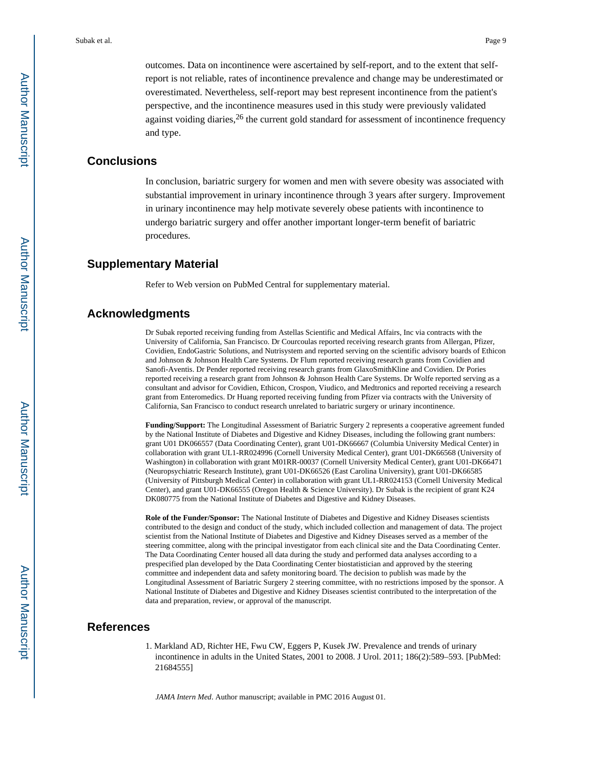outcomes. Data on incontinence were ascertained by self-report, and to the extent that self-report is not reliable, rates of incontinence prevalence and change may be underestimated or overestimated. Nevertheless, self-report may best represent incontinence from the patient's perspective, and the incontinence measures used in this study were previously validated against voiding diaries,[26] the current gold standard for assessment of incontinence frequency and type.

## Conclusions

In conclusion, bariatric surgery for women and men with severe obesity was associated with substantial improvement in urinary incontinence through 3 years after surgery. Improvement in urinary incontinence may help motivate severely obese patients with incontinence to undergo bariatric surgery and offer another important longer-term benefit of bariatric procedures.

## Supplementary Material

Refer to Web version on PubMed Central for supplementary material.

## Acknowledgments

Dr Subak reported receiving funding from Astellas Scientific and Medical Affairs, Inc via contracts with the University of California, San Francisco. Dr Courcoulas reported receiving research grants from Allergan, Pfizer, Covidien, EndoGastric Solutions, and Nutrisystem and reported serving on the scientific advisory boards of Ethicon and Johnson & Johnson Health Care Systems. Dr Flum reported receiving research grants from Covidien and Sanofi-Aventis. Dr Pender reported receiving research grants from GlaxoSmithKline and Covidien. Dr Pories reported receiving a research grant from Johnson & Johnson Health Care Systems. Dr Wolfe reported serving as a consultant and advisor for Covidien, Ethicon, Crospon, Viudico, and Medtronics and reported receiving a research grant from Enteromedics. Dr Huang reported receiving funding from Pfizer via contracts with the University of California, San Francisco to conduct research unrelated to bariatric surgery or urinary incontinence.

**Funding/Support:** The Longitudinal Assessment of Bariatric Surgery 2 represents a cooperative agreement funded by the National Institute of Diabetes and Digestive and Kidney Diseases, including the following grant numbers: grant U01 DK066557 (Data Coordinating Center), grant U01-DK66667 (Columbia University Medical Center) in collaboration with grant UL1-RR024996 (Cornell University Medical Center), grant U01-DK66568 (University of Washington) in collaboration with grant M01RR-00037 (Cornell University Medical Center), grant U01-DK66471 (Neuropsychiatric Research Institute), grant U01-DK66526 (East Carolina University), grant U01-DK66585 (University of Pittsburgh Medical Center) in collaboration with grant UL1-RR024153 (Cornell University Medical Center), and grant U01-DK66555 (Oregon Health & Science University). Dr Subak is the recipient of grant K24 DK080775 from the National Institute of Diabetes and Digestive and Kidney Diseases.

**Role of the Funder/Sponsor:** The National Institute of Diabetes and Digestive and Kidney Diseases scientists contributed to the design and conduct of the study, which included collection and management of data. The project scientist from the National Institute of Diabetes and Digestive and Kidney Diseases served as a member of the steering committee, along with the principal investigator from each clinical site and the Data Coordinating Center. The Data Coordinating Center housed all data during the study and performed data analyses according to a prespecified plan developed by the Data Coordinating Center biostatistician and approved by the steering committee and independent data and safety monitoring board. The decision to publish was made by the Longitudinal Assessment of Bariatric Surgery 2 steering committee, with no restrictions imposed by the sponsor. A National Institute of Diabetes and Digestive and Kidney Diseases scientist contributed to the interpretation of the data and preparation, review, or approval of the manuscript.

## References

1. Markland AD, Richter HE, Fwu CW, Eggers P, Kusek JW. Prevalence and trends of urinary incontinence in adults in the United States, 2001 to 2008. J Urol. 2011; 186(2):589–593. [PubMed: 21684555]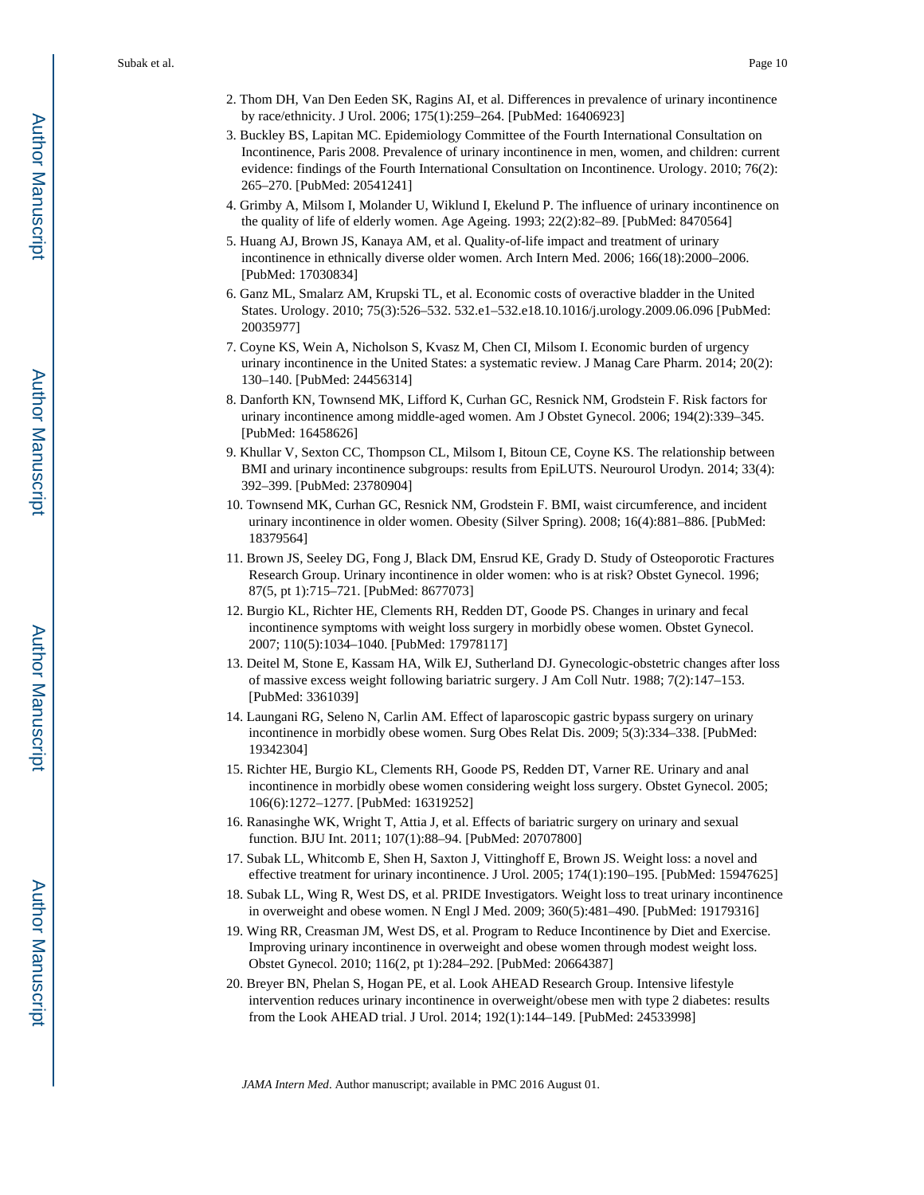2. Thom DH, Van Den Eeden SK, Ragins AI, et al. Differences in prevalence of urinary incontinence by race/ethnicity. J Urol. 2006; 175(1):259–264. [PubMed: 16406923]
3. Buckley BS, Lapitan MC. Epidemiology Committee of the Fourth International Consultation on Incontinence, Paris 2008. Prevalence of urinary incontinence in men, women, and children: current evidence: findings of the Fourth International Consultation on Incontinence. Urology. 2010; 76(2): 265–270. [PubMed: 20541241]
4. Grimby A, Milsom I, Molander U, Wiklund I, Ekelund P. The influence of urinary incontinence on the quality of life of elderly women. Age Ageing. 1993; 22(2):82–89. [PubMed: 8470564]
5. Huang AJ, Brown JS, Kanaya AM, et al. Quality-of-life impact and treatment of urinary incontinence in ethnically diverse older women. Arch Intern Med. 2006; 166(18):2000–2006. [PubMed: 17030834]
6. Ganz ML, Smalarz AM, Krupski TL, et al. Economic costs of overactive bladder in the United States. Urology. 2010; 75(3):526–532. 532.e1–532.e18.10.1016/j.urology.2009.06.096 [PubMed: 20035977]
7. Coyne KS, Wein A, Nicholson S, Kvasz M, Chen CI, Milsom I. Economic burden of urgency urinary incontinence in the United States: a systematic review. J Manag Care Pharm. 2014; 20(2): 130–140. [PubMed: 24456314]
8. Danforth KN, Townsend MK, Lifford K, Curhan GC, Resnick NM, Grodstein F. Risk factors for urinary incontinence among middle-aged women. Am J Obstet Gynecol. 2006; 194(2):339–345. [PubMed: 16458626]
9. Khullar V, Sexton CC, Thompson CL, Milsom I, Bitoun CE, Coyne KS. The relationship between BMI and urinary incontinence subgroups: results from EpiLUTS. Neurourol Urodyn. 2014; 33(4): 392–399. [PubMed: 23780904]
10. Townsend MK, Curhan GC, Resnick NM, Grodstein F. BMI, waist circumference, and incident urinary incontinence in older women. Obesity (Silver Spring). 2008; 16(4):881–886. [PubMed: 18379564]
11. Brown JS, Seeley DG, Fong J, Black DM, Ensrud KE, Grady D. Study of Osteoporotic Fractures Research Group. Urinary incontinence in older women: who is at risk? Obstet Gynecol. 1996; 87(5, pt 1):715–721. [PubMed: 8677073]
12. Burgio KL, Richter HE, Clements RH, Redden DT, Goode PS. Changes in urinary and fecal incontinence symptoms with weight loss surgery in morbidly obese women. Obstet Gynecol. 2007; 110(5):1034–1040. [PubMed: 17978117]
13. Deitel M, Stone E, Kassam HA, Wilk EJ, Sutherland DJ. Gynecologic-obstetric changes after loss of massive excess weight following bariatric surgery. J Am Coll Nutr. 1988; 7(2):147–153. [PubMed: 3361039]
14. Laungani RG, Seleno N, Carlin AM. Effect of laparoscopic gastric bypass surgery on urinary incontinence in morbidly obese women. Surg Obes Relat Dis. 2009; 5(3):334–338. [PubMed: 19342304]
15. Richter HE, Burgio KL, Clements RH, Goode PS, Redden DT, Varner RE. Urinary and anal incontinence in morbidly obese women considering weight loss surgery. Obstet Gynecol. 2005; 106(6):1272–1277. [PubMed: 16319252]
16. Ranasinghe WK, Wright T, Attia J, et al. Effects of bariatric surgery on urinary and sexual function. BJU Int. 2011; 107(1):88–94. [PubMed: 20707800]
17. Subak LL, Whitcomb E, Shen H, Saxton J, Vittinghoff E, Brown JS. Weight loss: a novel and effective treatment for urinary incontinence. J Urol. 2005; 174(1):190–195. [PubMed: 15947625]
18. Subak LL, Wing R, West DS, et al. PRIDE Investigators. Weight loss to treat urinary incontinence in overweight and obese women. N Engl J Med. 2009; 360(5):481–490. [PubMed: 19179316]
19. Wing RR, Creasman JM, West DS, et al. Program to Reduce Incontinence by Diet and Exercise. Improving urinary incontinence in overweight and obese women through modest weight loss. Obstet Gynecol. 2010; 116(2, pt 1):284–292. [PubMed: 20664387]
20. Breyer BN, Phelan S, Hogan PE, et al. Look AHEAD Research Group. Intensive lifestyle intervention reduces urinary incontinence in overweight/obese men with type 2 diabetes: results from the Look AHEAD trial. J Urol. 2014; 192(1):144–149. [PubMed: 24533998]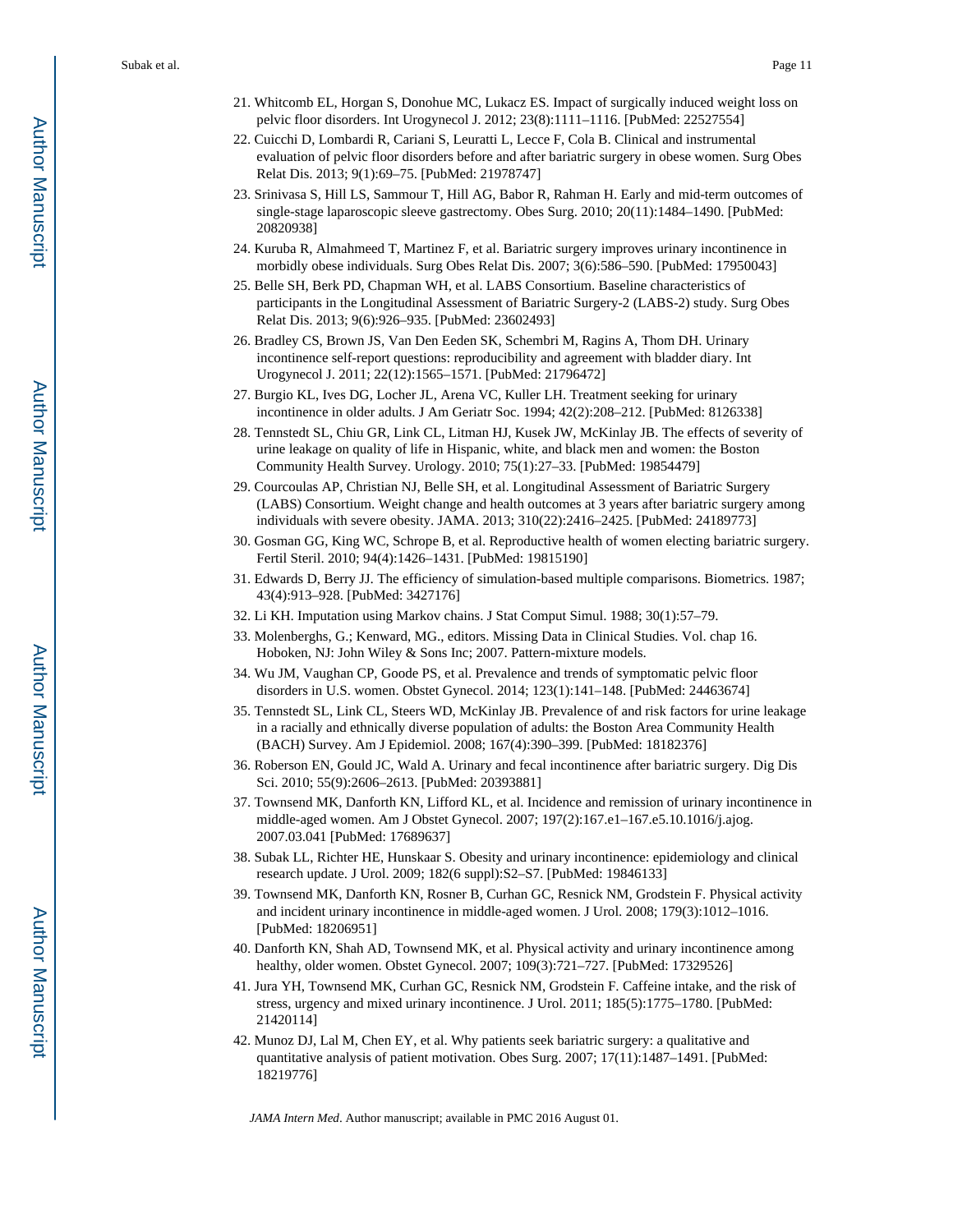21. Whitcomb EL, Horgan S, Donohue MC, Lukacz ES. Impact of surgically induced weight loss on pelvic floor disorders. Int Urogynecol J. 2012; 23(8):1111–1116. [PubMed: 22527554]
22. Cuicchi D, Lombardi R, Cariani S, Leuratti L, Lecce F, Cola B. Clinical and instrumental evaluation of pelvic floor disorders before and after bariatric surgery in obese women. Surg Obes Relat Dis. 2013; 9(1):69–75. [PubMed: 21978747]
23. Srinivasa S, Hill LS, Sammour T, Hill AG, Babor R, Rahman H. Early and mid-term outcomes of single-stage laparoscopic sleeve gastrectomy. Obes Surg. 2010; 20(11):1484–1490. [PubMed: 20820938]
24. Kuruba R, Almahmeed T, Martinez F, et al. Bariatric surgery improves urinary incontinence in morbidly obese individuals. Surg Obes Relat Dis. 2007; 3(6):586–590. [PubMed: 17950043]
25. Belle SH, Berk PD, Chapman WH, et al. LABS Consortium. Baseline characteristics of participants in the Longitudinal Assessment of Bariatric Surgery-2 (LABS-2) study. Surg Obes Relat Dis. 2013; 9(6):926–935. [PubMed: 23602493]
26. Bradley CS, Brown JS, Van Den Eeden SK, Schembri M, Ragins A, Thom DH. Urinary incontinence self-report questions: reproducibility and agreement with bladder diary. Int Urogynecol J. 2011; 22(12):1565–1571. [PubMed: 21796472]
27. Burgio KL, Ives DG, Locher JL, Arena VC, Kuller LH. Treatment seeking for urinary incontinence in older adults. J Am Geriatr Soc. 1994; 42(2):208–212. [PubMed: 8126338]
28. Tennstedt SL, Chiu GR, Link CL, Litman HJ, Kusek JW, McKinlay JB. The effects of severity of urine leakage on quality of life in Hispanic, white, and black men and women: the Boston Community Health Survey. Urology. 2010; 75(1):27–33. [PubMed: 19854479]
29. Courcoulas AP, Christian NJ, Belle SH, et al. Longitudinal Assessment of Bariatric Surgery (LABS) Consortium. Weight change and health outcomes at 3 years after bariatric surgery among individuals with severe obesity. JAMA. 2013; 310(22):2416–2425. [PubMed: 24189773]
30. Gosman GG, King WC, Schrope B, et al. Reproductive health of women electing bariatric surgery. Fertil Steril. 2010; 94(4):1426–1431. [PubMed: 19815190]
31. Edwards D, Berry JJ. The efficiency of simulation-based multiple comparisons. Biometrics. 1987; 43(4):913–928. [PubMed: 3427176]
32. Li KH. Imputation using Markov chains. J Stat Comput Simul. 1988; 30(1):57–79.
33. Molenberghs, G.; Kenward, MG., editors. Missing Data in Clinical Studies. Vol. chap 16. Hoboken, NJ: John Wiley & Sons Inc; 2007. Pattern-mixture models.
34. Wu JM, Vaughan CP, Goode PS, et al. Prevalence and trends of symptomatic pelvic floor disorders in U.S. women. Obstet Gynecol. 2014; 123(1):141–148. [PubMed: 24463674]
35. Tennstedt SL, Link CL, Steers WD, McKinlay JB. Prevalence of and risk factors for urine leakage in a racially and ethnically diverse population of adults: the Boston Area Community Health (BACH) Survey. Am J Epidemiol. 2008; 167(4):390–399. [PubMed: 18182376]
36. Roberson EN, Gould JC, Wald A. Urinary and fecal incontinence after bariatric surgery. Dig Dis Sci. 2010; 55(9):2606–2613. [PubMed: 20393881]
37. Townsend MK, Danforth KN, Lifford KL, et al. Incidence and remission of urinary incontinence in middle-aged women. Am J Obstet Gynecol. 2007; 197(2):167.e1–167.e5.10.1016/j.ajog. 2007.03.041 [PubMed: 17689637]
38. Subak LL, Richter HE, Hunskaar S. Obesity and urinary incontinence: epidemiology and clinical research update. J Urol. 2009; 182(6 suppl):S2–S7. [PubMed: 19846133]
39. Townsend MK, Danforth KN, Rosner B, Curhan GC, Resnick NM, Grodstein F. Physical activity and incident urinary incontinence in middle-aged women. J Urol. 2008; 179(3):1012–1016. [PubMed: 18206951]
40. Danforth KN, Shah AD, Townsend MK, et al. Physical activity and urinary incontinence among healthy, older women. Obstet Gynecol. 2007; 109(3):721–727. [PubMed: 17329526]
41. Jura YH, Townsend MK, Curhan GC, Resnick NM, Grodstein F. Caffeine intake, and the risk of stress, urgency and mixed urinary incontinence. J Urol. 2011; 185(5):1775–1780. [PubMed: 21420114]
42. Munoz DJ, Lal M, Chen EY, et al. Why patients seek bariatric surgery: a qualitative and quantitative analysis of patient motivation. Obes Surg. 2007; 17(11):1487–1491. [PubMed: 18219776]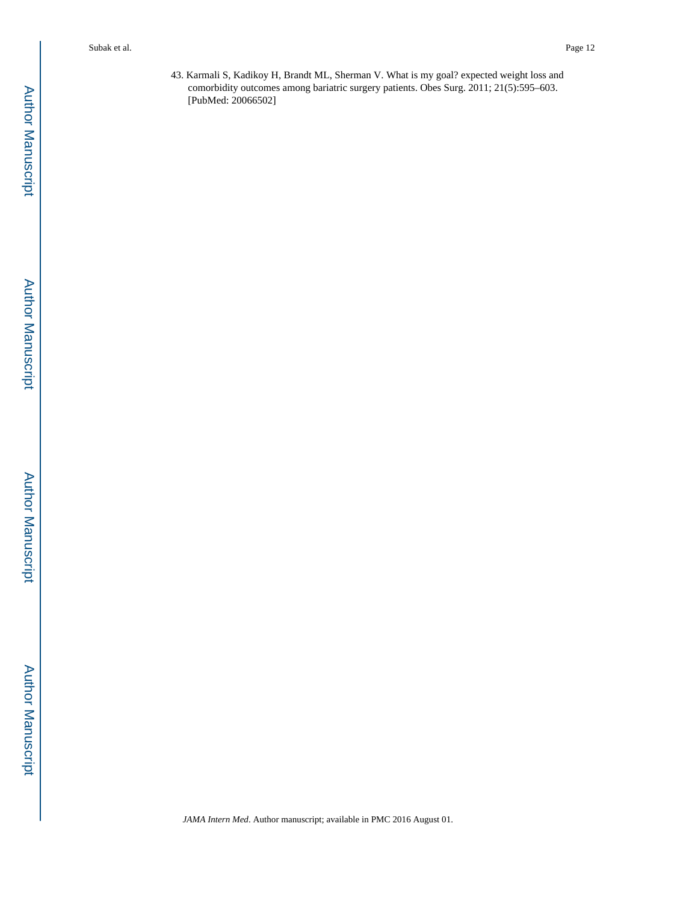43. Karmali S, Kadikoy H, Brandt ML, Sherman V. What is my goal? expected weight loss and comorbidity outcomes among bariatric surgery patients. Obes Surg. 2011; 21(5):595–603. [PubMed: 20066502]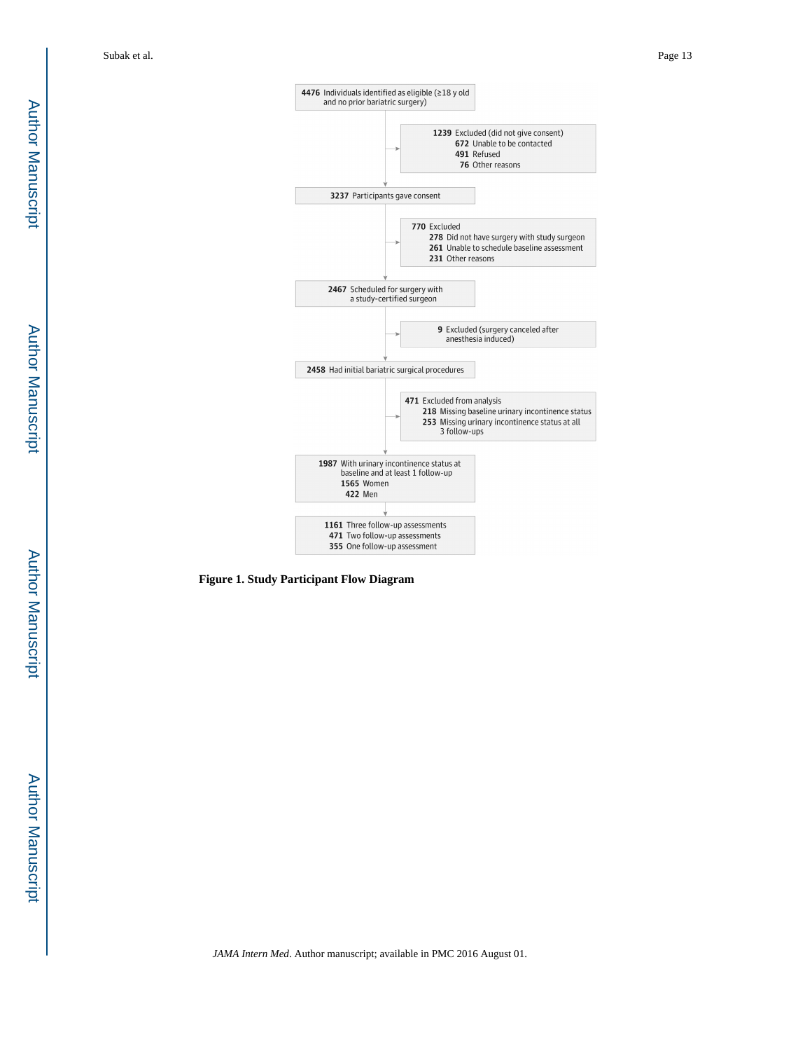**4476** Individuals identified as eligible (≥18 y old and no prior bariatric surgery)

**1239** Excluded (did not give consent)
- **672** Unable to be contacted
- **491** Refused
- **76** Other reasons

**3237** Participants gave consent

**770** Excluded
- **278** Did not have surgery with study surgeon
- **261** Unable to schedule baseline assessment
- **231** Other reasons

**2467** Scheduled for surgery with a study-certified surgeon

**9** Excluded (surgery canceled after anesthesia induced)

**2458** Had initial bariatric surgical procedures

**471** Excluded from analysis
- **218** Missing baseline urinary incontinence status
- **253** Missing urinary incontinence status at all 3 follow-ups

**1987** With urinary incontinence status at baseline and at least 1 follow-up
- **1565** Women
- **422** Men

**1161** Three follow-up assessments
**471** Two follow-up assessments
**355** One follow-up assessment

**Figure 1. Study Participant Flow Diagram**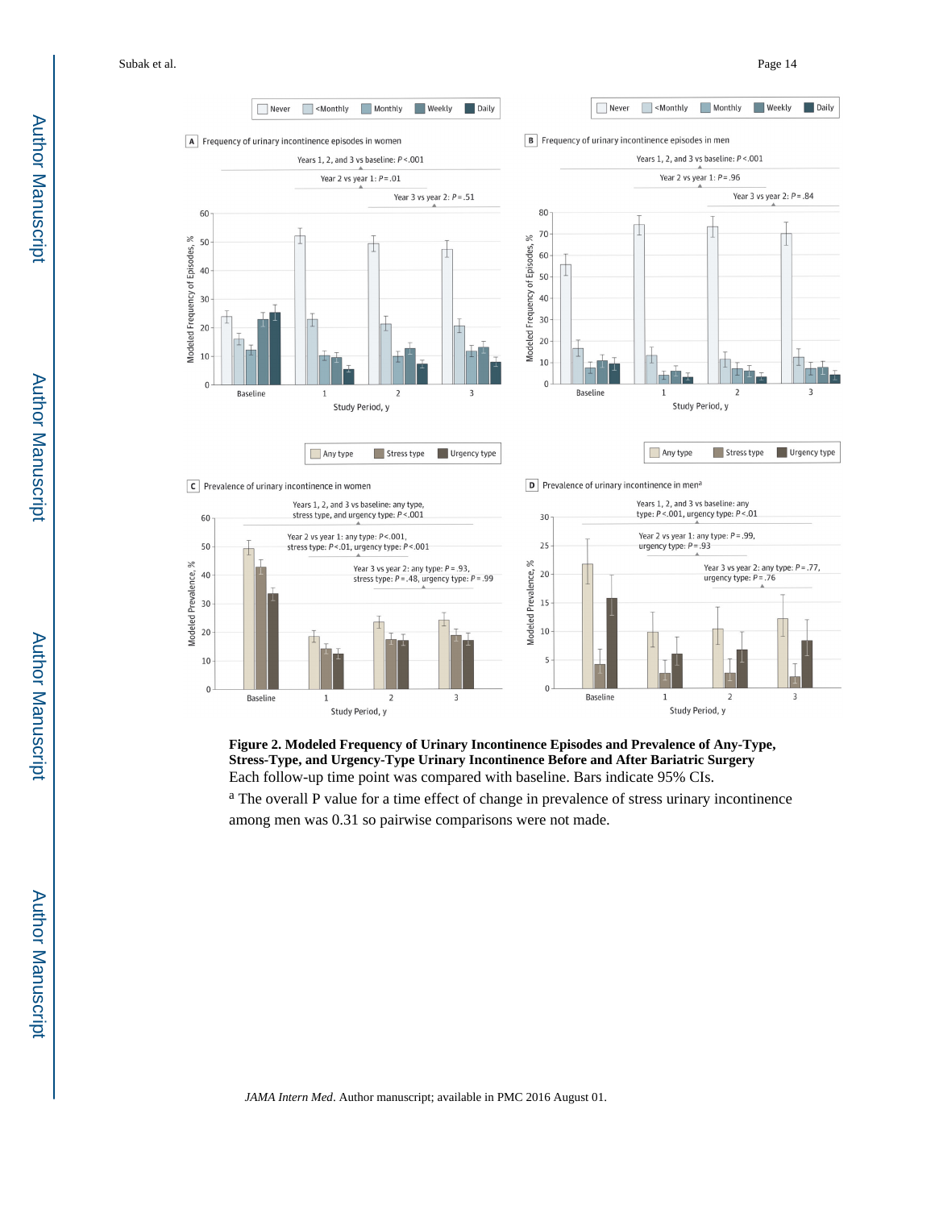**Figure 2. Modeled Frequency of Urinary Incontinence Episodes and Prevalence of Any-Type, Stress-Type, and Urgency-Type Urinary Incontinence Before and After Bariatric Surgery**

Each follow-up time point was compared with baseline. Bars indicate 95% CIs.

[a] The overall P value for a time effect of change in prevalence of stress urinary incontinence among men was 0.31 so pairwise comparisons were not made.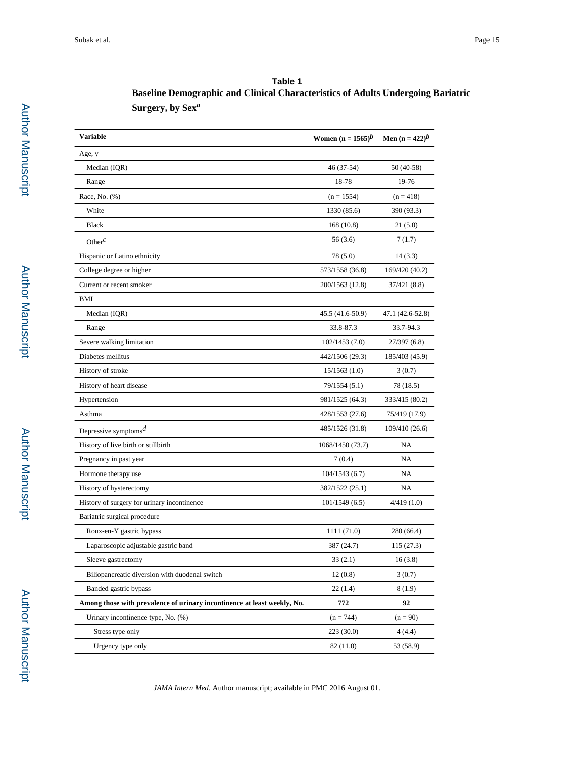**Table 1**

**Baseline Demographic and Clinical Characteristics of Adults Undergoing Bariatric Surgery, by Sex[a]**

| Variable | Women (n = 1565)[b] | Men (n = 422)[b] |
|---|---|---|
| Age, y | | |
| Median (IQR) | 46 (37-54) | 50 (40-58) |
| Range | 18-78 | 19-76 |
| Race, No. (%) | (n = 1554) | (n = 418) |
| White | 1330 (85.6) | 390 (93.3) |
| Black | 168 (10.8) | 21 (5.0) |
| Other[c] | 56 (3.6) | 7 (1.7) |
| Hispanic or Latino ethnicity | 78 (5.0) | 14 (3.3) |
| College degree or higher | 573/1558 (36.8) | 169/420 (40.2) |
| Current or recent smoker | 200/1563 (12.8) | 37/421 (8.8) |
| BMI | | |
| Median (IQR) | 45.5 (41.6-50.9) | 47.1 (42.6-52.8) |
| Range | 33.8-87.3 | 33.7-94.3 |
| Severe walking limitation | 102/1453 (7.0) | 27/397 (6.8) |
| Diabetes mellitus | 442/1506 (29.3) | 185/403 (45.9) |
| History of stroke | 15/1563 (1.0) | 3 (0.7) |
| History of heart disease | 79/1554 (5.1) | 78 (18.5) |
| Hypertension | 981/1525 (64.3) | 333/415 (80.2) |
| Asthma | 428/1553 (27.6) | 75/419 (17.9) |
| Depressive symptoms[d] | 485/1526 (31.8) | 109/410 (26.6) |
| History of live birth or stillbirth | 1068/1450 (73.7) | NA |
| Pregnancy in past year | 7 (0.4) | NA |
| Hormone therapy use | 104/1543 (6.7) | NA |
| History of hysterectomy | 382/1522 (25.1) | NA |
| History of surgery for urinary incontinence | 101/1549 (6.5) | 4/419 (1.0) |
| Bariatric surgical procedure | | |
| Roux-en-Y gastric bypass | 1111 (71.0) | 280 (66.4) |
| Laparoscopic adjustable gastric band | 387 (24.7) | 115 (27.3) |
| Sleeve gastrectomy | 33 (2.1) | 16 (3.8) |
| Biliopancreatic diversion with duodenal switch | 12 (0.8) | 3 (0.7) |
| Banded gastric bypass | 22 (1.4) | 8 (1.9) |
| **Among those with prevalence of urinary incontinence at least weekly, No.** | **772** | **92** |
| Urinary incontinence type, No. (%) | (n = 744) | (n = 90) |
| Stress type only | 223 (30.0) | 4 (4.4) |
| Urgency type only | 82 (11.0) | 53 (58.9) |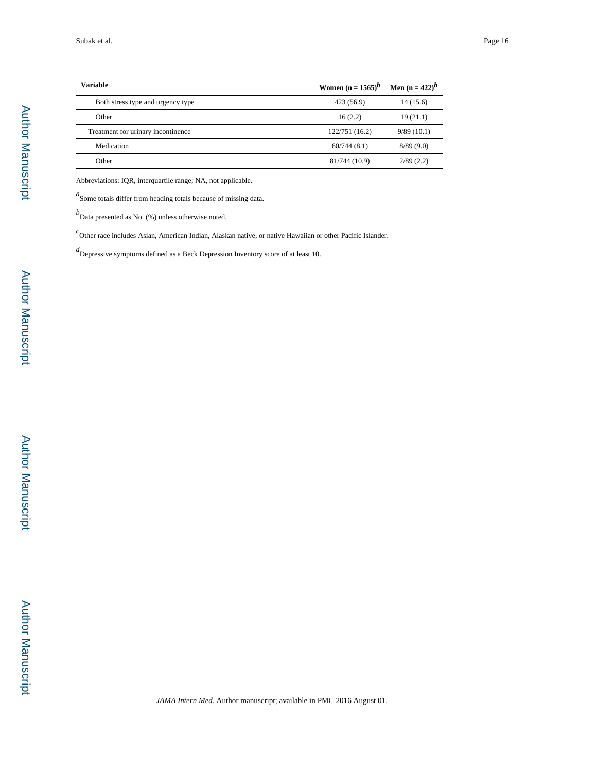| Variable | Women (n = 1565)[b] | Men (n = 422)[b] |
|---|---|---|
| Both stress type and urgency type | 423 (56.9) | 14 (15.6) |
| Other | 16 (2.2) | 19 (21.1) |
| Treatment for urinary incontinence | 122/751 (16.2) | 9/89 (10.1) |
| Medication | 60/744 (8.1) | 8/89 (9.0) |
| Other | 81/744 (10.9) | 2/89 (2.2) |

Abbreviations: IQR, interquartile range; NA, not applicable.

[a]Some totals differ from heading totals because of missing data.

[b]Data presented as No. (%) unless otherwise noted.

[c]Other race includes Asian, American Indian, Alaskan native, or native Hawaiian or other Pacific Islander.

[d]Depressive symptoms defined as a Beck Depression Inventory score of at least 10.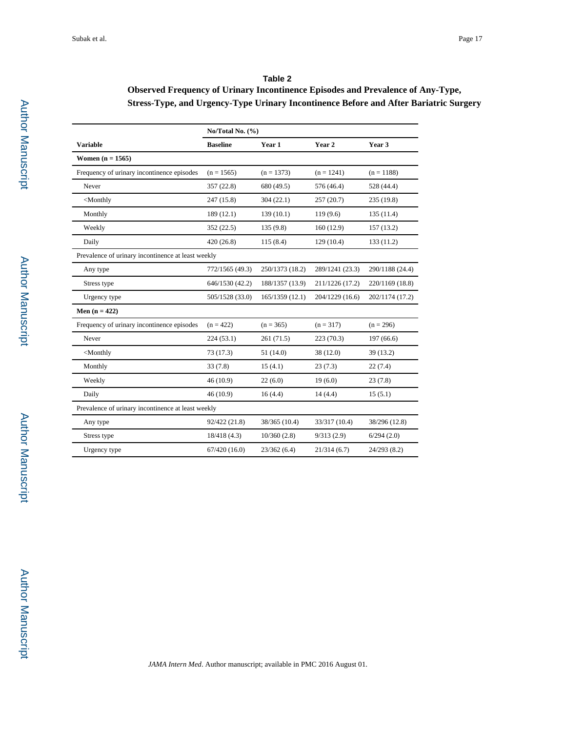**Table 2**

**Observed Frequency of Urinary Incontinence Episodes and Prevalence of Any-Type, Stress-Type, and Urgency-Type Urinary Incontinence Before and After Bariatric Surgery**

| | No/Total No. (%) | | | |
|---|---|---|---|---|
| **Variable** | **Baseline** | **Year 1** | **Year 2** | **Year 3** |
| **Women (n = 1565)** | | | | |
| Frequency of urinary incontinence episodes | (n = 1565) | (n = 1373) | (n = 1241) | (n = 1188) |
| Never | 357 (22.8) | 680 (49.5) | 576 (46.4) | 528 (44.4) |
| <Monthly | 247 (15.8) | 304 (22.1) | 257 (20.7) | 235 (19.8) |
| Monthly | 189 (12.1) | 139 (10.1) | 119 (9.6) | 135 (11.4) |
| Weekly | 352 (22.5) | 135 (9.8) | 160 (12.9) | 157 (13.2) |
| Daily | 420 (26.8) | 115 (8.4) | 129 (10.4) | 133 (11.2) |
| Prevalence of urinary incontinence at least weekly | | | | |
| Any type | 772/1565 (49.3) | 250/1373 (18.2) | 289/1241 (23.3) | 290/1188 (24.4) |
| Stress type | 646/1530 (42.2) | 188/1357 (13.9) | 211/1226 (17.2) | 220/1169 (18.8) |
| Urgency type | 505/1528 (33.0) | 165/1359 (12.1) | 204/1229 (16.6) | 202/1174 (17.2) |
| **Men (n = 422)** | | | | |
| Frequency of urinary incontinence episodes | (n = 422) | (n = 365) | (n = 317) | (n = 296) |
| Never | 224 (53.1) | 261 (71.5) | 223 (70.3) | 197 (66.6) |
| <Monthly | 73 (17.3) | 51 (14.0) | 38 (12.0) | 39 (13.2) |
| Monthly | 33 (7.8) | 15 (4.1) | 23 (7.3) | 22 (7.4) |
| Weekly | 46 (10.9) | 22 (6.0) | 19 (6.0) | 23 (7.8) |
| Daily | 46 (10.9) | 16 (4.4) | 14 (4.4) | 15 (5.1) |
| Prevalence of urinary incontinence at least weekly | | | | |
| Any type | 92/422 (21.8) | 38/365 (10.4) | 33/317 (10.4) | 38/296 (12.8) |
| Stress type | 18/418 (4.3) | 10/360 (2.8) | 9/313 (2.9) | 6/294 (2.0) |
| Urgency type | 67/420 (16.0) | 23/362 (6.4) | 21/314 (6.7) | 24/293 (8.2) |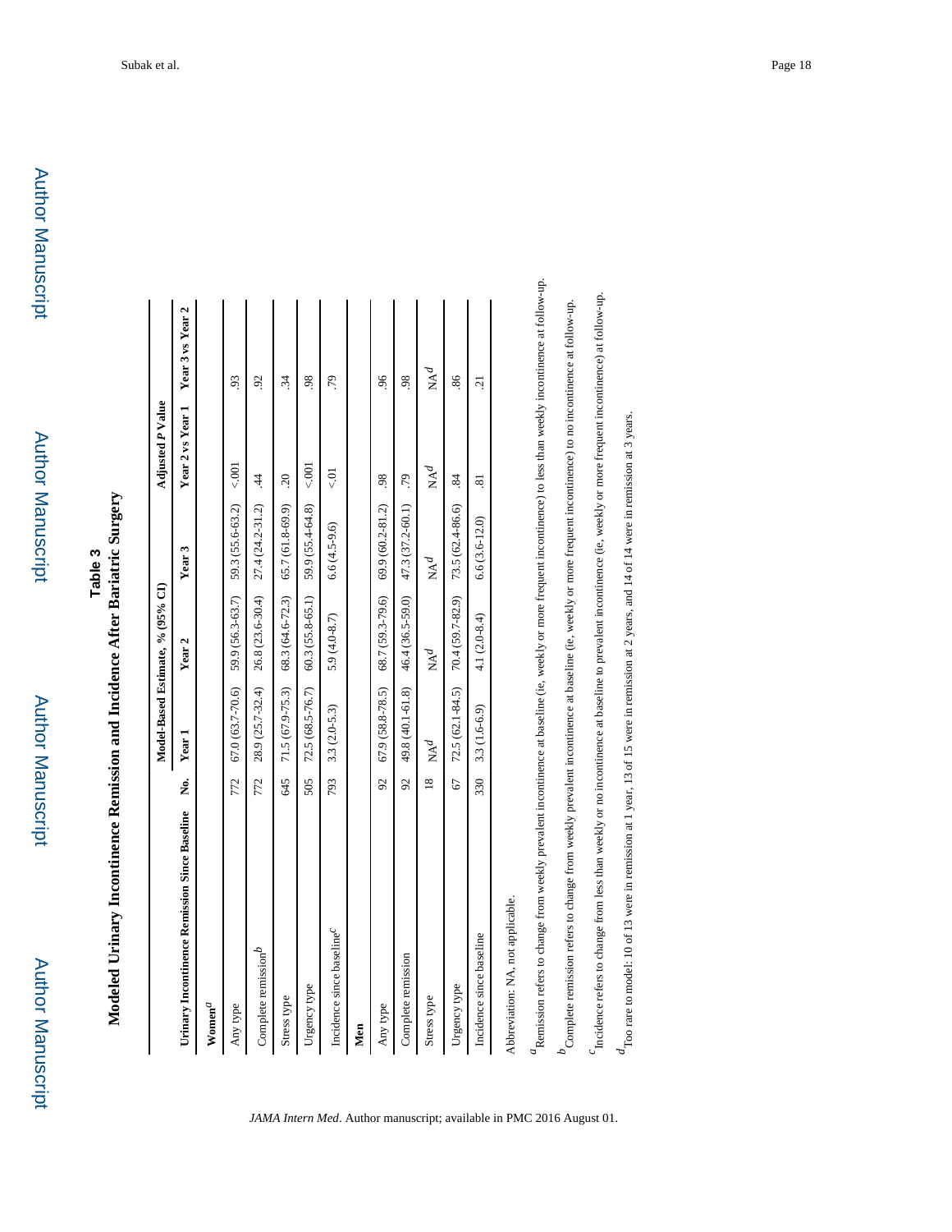**Table 3**

**Modeled Urinary Incontinence Remission and Incidence After Bariatric Surgery**

| Urinary Incontinence Remission Since Baseline | No. | Model-Based Estimate, % (95% CI) | | | Adjusted P Value | |
|---|---|---|---|---|---|---|
| | | Year 1 | Year 2 | Year 3 | Year 2 vs Year 1 | Year 3 vs Year 2 |
| **Women**[a] | | | | | | |
| Any type | 772 | 67.0 (63.7-70.6) | 59.9 (56.3-63.7) | 59.3 (55.6-63.2) | <.001 | .93 |
| Complete remission[b] | 772 | 28.9 (25.7-32.4) | 26.8 (23.6-30.4) | 27.4 (24.2-31.2) | .44 | .92 |
| Stress type | 645 | 71.5 (67.9-75.3) | 68.3 (64.6-72.3) | 65.7 (61.8-69.9) | .20 | .34 |
| Urgency type | 505 | 72.5 (68.5-76.7) | 60.3 (55.8-65.1) | 59.9 (55.4-64.8) | <.001 | .98 |
| Incidence since baseline[c] | 793 | 3.3 (2.0-5.3) | 5.9 (4.0-8.7) | 6.6 (4.5-9.6) | <.01 | .79 |
| **Men** | | | | | | |
| Any type | 92 | 67.9 (58.8-78.5) | 68.7 (59.3-79.6) | 69.9 (60.2-81.2) | .98 | .96 |
| Complete remission | 92 | 49.8 (40.1-61.8) | 46.4 (36.5-59.0) | 47.3 (37.2-60.1) | .79 | .98 |
| Stress type | 18 | NA[d] | NA[d] | NA[d] | NA[d] | NA[d] |
| Urgency type | 67 | 72.5 (62.1-84.5) | 70.4 (59.7-82.9) | 73.5 (62.4-86.6) | .84 | .86 |
| Incidence since baseline | 330 | 3.3 (1.6-6.9) | 4.1 (2.0-8.4) | 6.6 (3.6-12.0) | .81 | .21 |

Abbreviation: NA, not applicable.

[a] Remission refers to change from weekly prevalent incontinence at baseline (ie, weekly or more frequent incontinence) to less than weekly incontinence at follow-up.

[b] Complete remission refers to change from weekly prevalent incontinence at baseline (ie, weekly or more frequent incontinence) to no incontinence at follow-up.

[c] Incidence refers to change from less than weekly or no incontinence at baseline to prevalent incontinence (ie, weekly or more frequent incontinence) at follow-up.

[d] Too rare to model: 10 of 13 were in remission at 1 year, 13 of 15 were in remission at 2 years, and 14 of 14 were in remission at 3 years.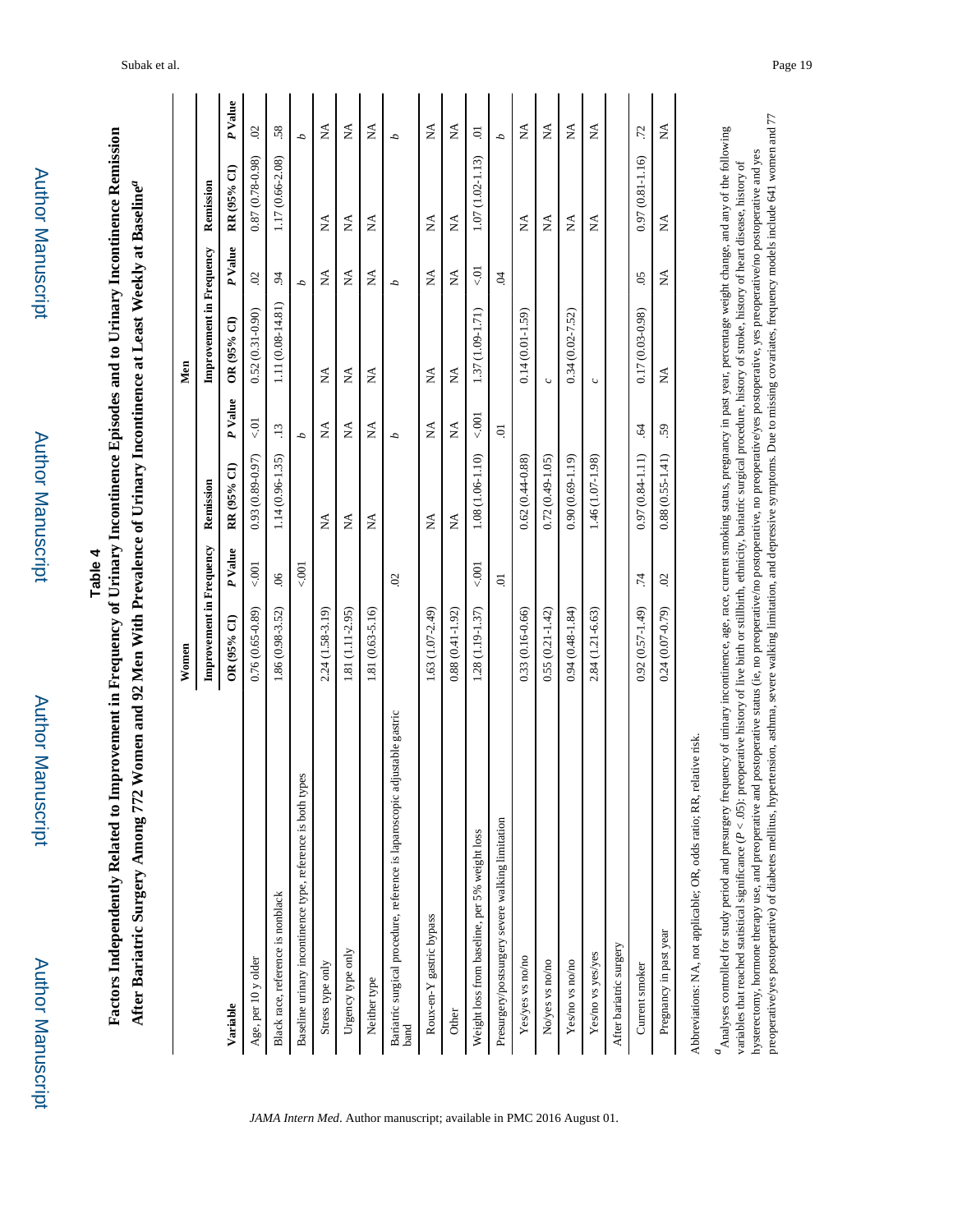# Table 4

**Factors Independently Related to Improvement in Frequency of Urinary Incontinence Episodes and to Urinary Incontinence Remission After Bariatric Surgery Among 772 Women and 92 Men With Prevalence of Urinary Incontinence at Least Weekly at Baseline[a]**

| Variable | Women | | | | Men | | | |
|---|---|---|---|---|---|---|---|---|
| | Improvement in Frequency | | Remission | | Improvement in Frequency | | Remission | |
| | OR (95% CI) | P Value | RR (95% CI) | P Value | OR (95% CI) | P Value | RR (95% CI) | P Value |
| Age, per 10 y older | 0.76 (0.65-0.89) | <.001 | 0.93 (0.89-0.97) | <.01 | 0.52 (0.31-0.90) | .02 | 0.87 (0.78-0.98) | .02 |
| Black race, reference is nonblack | 1.86 (0.98-3.52) | .06 | 1.14 (0.96-1.35) | .13 | 1.11 (0.08-14.81) | .94 | 1.17 (0.66-2.08) | .58 |
| Baseline urinary incontinence type, reference is both types | | <.001 | | b | | b | | b |
| Stress type only | 2.24 (1.58-3.19) | | NA | NA | NA | NA | NA | NA |
| Urgency type only | 1.81 (1.11-2.95) | | NA | NA | NA | NA | NA | NA |
| Neither type | 1.81 (0.63-5.16) | | NA | NA | NA | NA | NA | NA |
| Bariatric surgical procedure, reference is laparoscopic adjustable gastric band | | .02 | | b | | b | | b |
| Roux-en-Y gastric bypass | 1.63 (1.07-2.49) | | NA | NA | NA | NA | NA | NA |
| Other | 0.88 (0.41-1.92) | | NA | NA | NA | NA | NA | NA |
| Weight loss from baseline, per 5% weight loss | 1.28 (1.19-1.37) | <.001 | 1.08 (1.06-1.10) | <.001 | 1.37 (1.09-1.71) | <.01 | 1.07 (1.02-1.13) | .01 |
| Presurgery/postsurgery severe walking limitation | | .01 | | .01 | | .04 | | b |
| Yes/yes vs no/no | 0.33 (0.16-0.66) | | 0.62 (0.44-0.88) | | 0.14 (0.01-1.59) | | NA | NA |
| No/yes vs no/no | 0.55 (0.21-1.42) | | 0.72 (0.49-1.05) | | c | | NA | NA |
| Yes/no vs no/no | 0.94 (0.48-1.84) | | 0.90 (0.69-1.19) | | 0.34 (0.02-7.52) | | NA | NA |
| Yes/no vs yes/yes | 2.84 (1.21-6.63) | | 1.46 (1.07-1.98) | | c | | NA | NA |
| After bariatric surgery | | | | | | | | |
| Current smoker | 0.92 (0.57-1.49) | .74 | 0.97 (0.84-1.11) | .64 | 0.17 (0.03-0.98) | .05 | 0.97 (0.81-1.16) | .72 |
| Pregnancy in past year | 0.24 (0.07-0.79) | .02 | 0.88 (0.55-1.41) | .59 | NA | NA | NA | NA |

Abbreviations: NA, not applicable; OR, odds ratio; RR, relative risk.

[a] Analyses controlled for study period and presurgery frequency of urinary incontinence, age, race, current smoking status, pregnancy in past year, percentage weight change, and any of the following variables that reached statistical significance ($P < .05$): preoperative history of live birth or stillbirth, ethnicity, bariatric surgical procedure, history of stroke, history of heart disease, history of hysterectomy, hormone therapy use, and preoperative and postoperative status (ie, no preoperative/no postoperative, no preoperative/yes postoperative, yes preoperative/no postoperative and yes preoperative/yes postoperative) of diabetes mellitus, hypertension, asthma, severe walking limitation, and depressive symptoms. Due to missing covariates, frequency models include 641 women and 77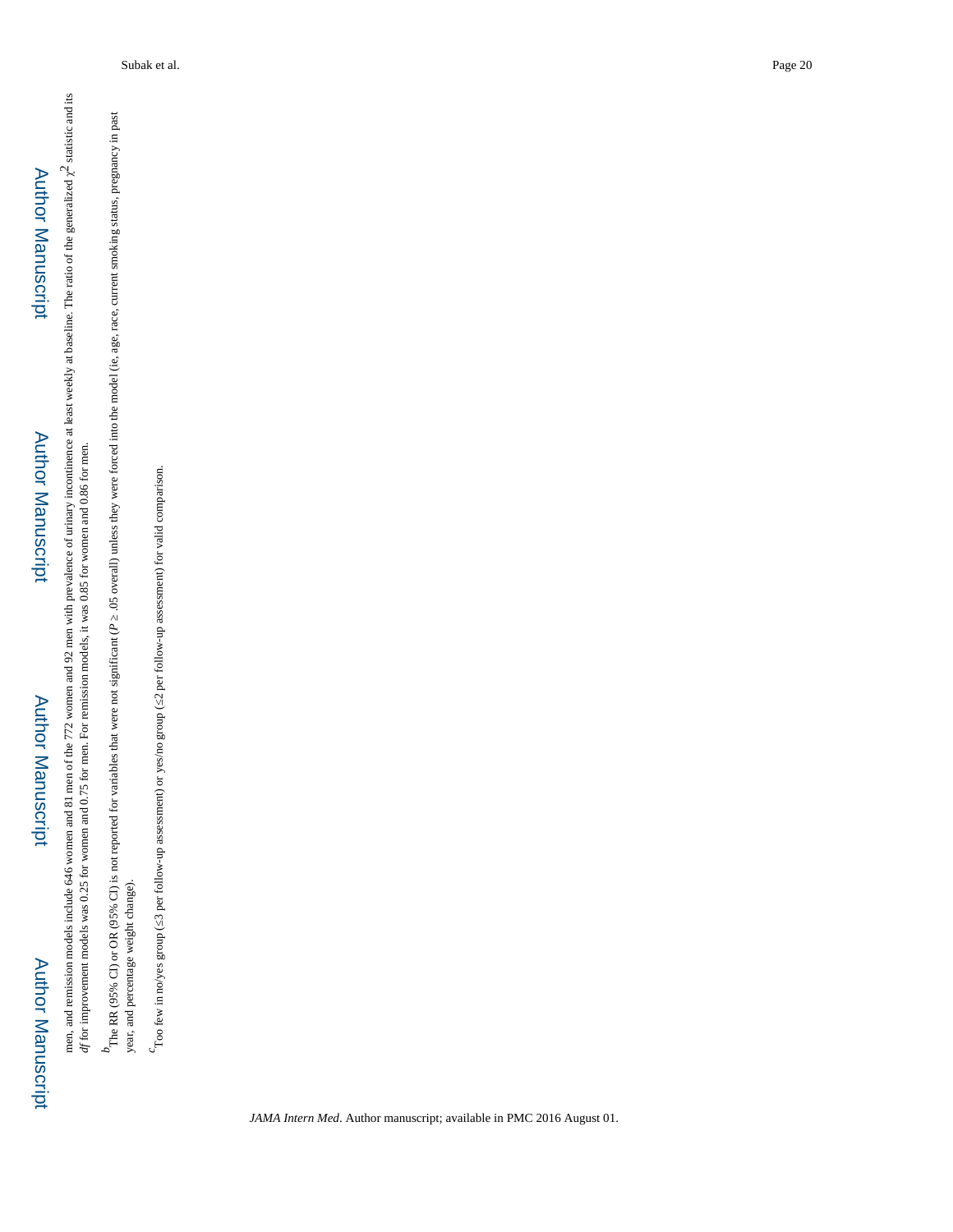men, and remission models include 646 women and 81 men of the 772 women and 92 men with prevalence of urinary incontinence at least weekly at baseline. The ratio of the generalized $\chi^2$ statistic and its *df* for improvement models was 0.25 for women and 0.75 for men. For remission models, it was 0.85 for women and 0.86 for men.

[b]The RR (95% CI) or OR (95% CI) is not reported for variables that were not significant ($P \geq .05$ overall) unless they were forced into the model (ie, age, race, current smoking status, pregnancy in past year, and percentage weight change).

[c]Too few in no/yes group (≤3 per follow-up assessment) or yes/no group (≤2 per follow-up assessment) for valid comparison.